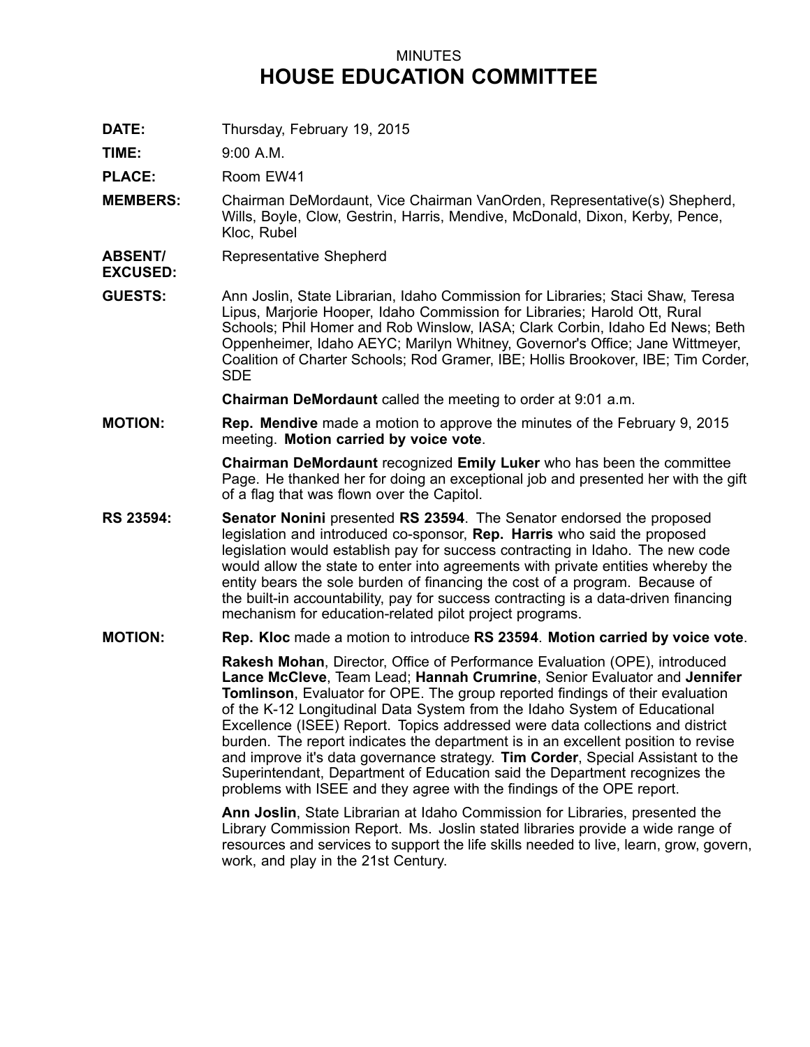MINUTES

# HOUSE EDUCATION COMMITTEE

**DATE:** Thursday, February 19, 2015

**TIME:** 9:00 A.M.

**PLACE:** Room EW41

**MEMBERS:** Chairman DeMordaunt, Vice Chairman VanOrden, Representative(s) Shepherd, Wills, Boyle, Clow, Gestrin, Harris, Mendive, McDonald, Dixon, Kerby, Pence, Kloc, Rubel

**ABSENT/ EXCUSED:** Representative Shepherd

**GUESTS:** Ann Joslin, State Librarian, Idaho Commission for Libraries; Staci Shaw, Teresa Lipus, Marjorie Hooper, Idaho Commission for Libraries; Harold Ott, Rural Schools; Phil Homer and Rob Winslow, IASA; Clark Corbin, Idaho Ed News; Beth Oppenheimer, Idaho AEYC; Marilyn Whitney, Governor's Office; Jane Wittmeyer, Coalition of Charter Schools; Rod Gramer, IBE; Hollis Brookover, IBE; Tim Corder, SDE

**Chairman DeMordaunt** called the meeting to order at 9:01 a.m.

**MOTION:** **Rep. Mendive** made a motion to approve the minutes of the February 9, 2015 meeting. **Motion carried by voice vote**.

**Chairman DeMordaunt** recognized **Emily Luker** who has been the committee Page. He thanked her for doing an exceptional job and presented her with the gift of a flag that was flown over the Capitol.

**RS 23594:** **Senator Nonini** presented **RS 23594**. The Senator endorsed the proposed legislation and introduced co-sponsor, **Rep. Harris** who said the proposed legislation would establish pay for success contracting in Idaho. The new code would allow the state to enter into agreements with private entities whereby the entity bears the sole burden of financing the cost of a program. Because of the built-in accountability, pay for success contracting is a data-driven financing mechanism for education-related pilot project programs.

**MOTION:** **Rep. Kloc** made a motion to introduce **RS 23594**. **Motion carried by voice vote**.

**Rakesh Mohan**, Director, Office of Performance Evaluation (OPE), introduced **Lance McCleve**, Team Lead; **Hannah Crumrine**, Senior Evaluator and **Jennifer Tomlinson**, Evaluator for OPE. The group reported findings of their evaluation of the K-12 Longitudinal Data System from the Idaho System of Educational Excellence (ISEE) Report. Topics addressed were data collections and district burden. The report indicates the department is in an excellent position to revise and improve it's data governance strategy. **Tim Corder**, Special Assistant to the Superintendant, Department of Education said the Department recognizes the problems with ISEE and they agree with the findings of the OPE report.

**Ann Joslin**, State Librarian at Idaho Commission for Libraries, presented the Library Commission Report. Ms. Joslin stated libraries provide a wide range of resources and services to support the life skills needed to live, learn, grow, govern, work, and play in the 21st Century.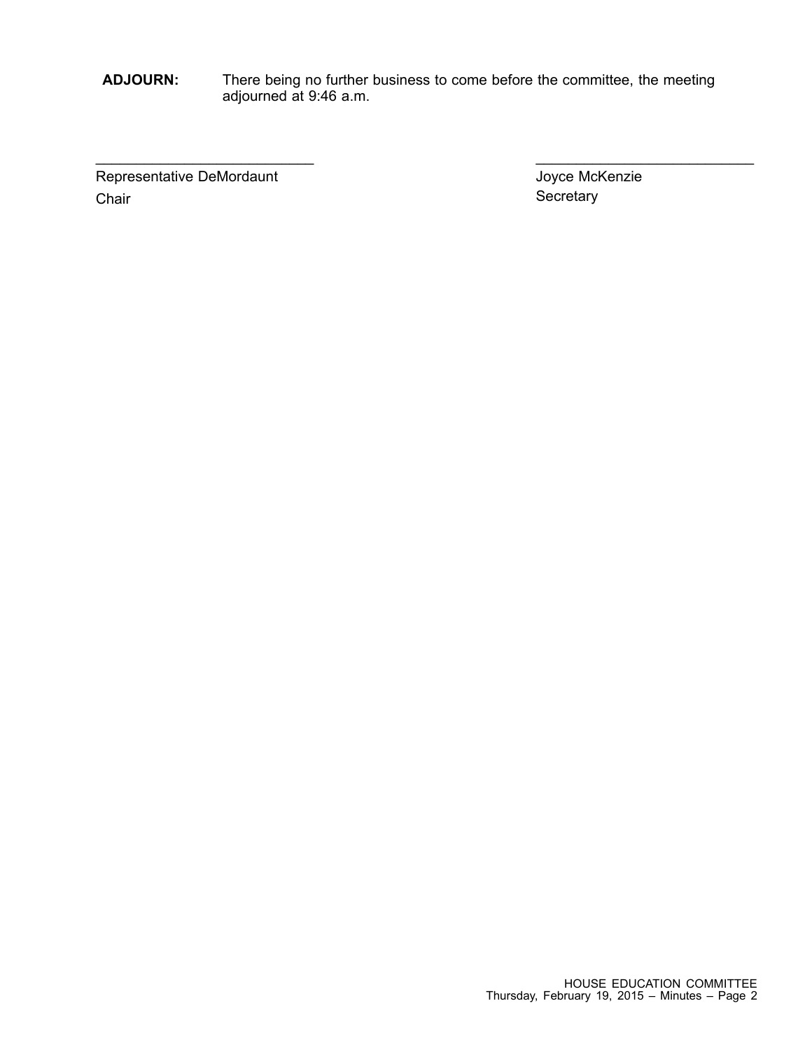**ADJOURN:** There being no further business to come before the committee, the meeting adjourned at 9:46 a.m.

| | |
|---|---|
| ___________________________ | ___________________________ |
| Representative DeMordaunt | Joyce McKenzie |
| Chair | Secretary |